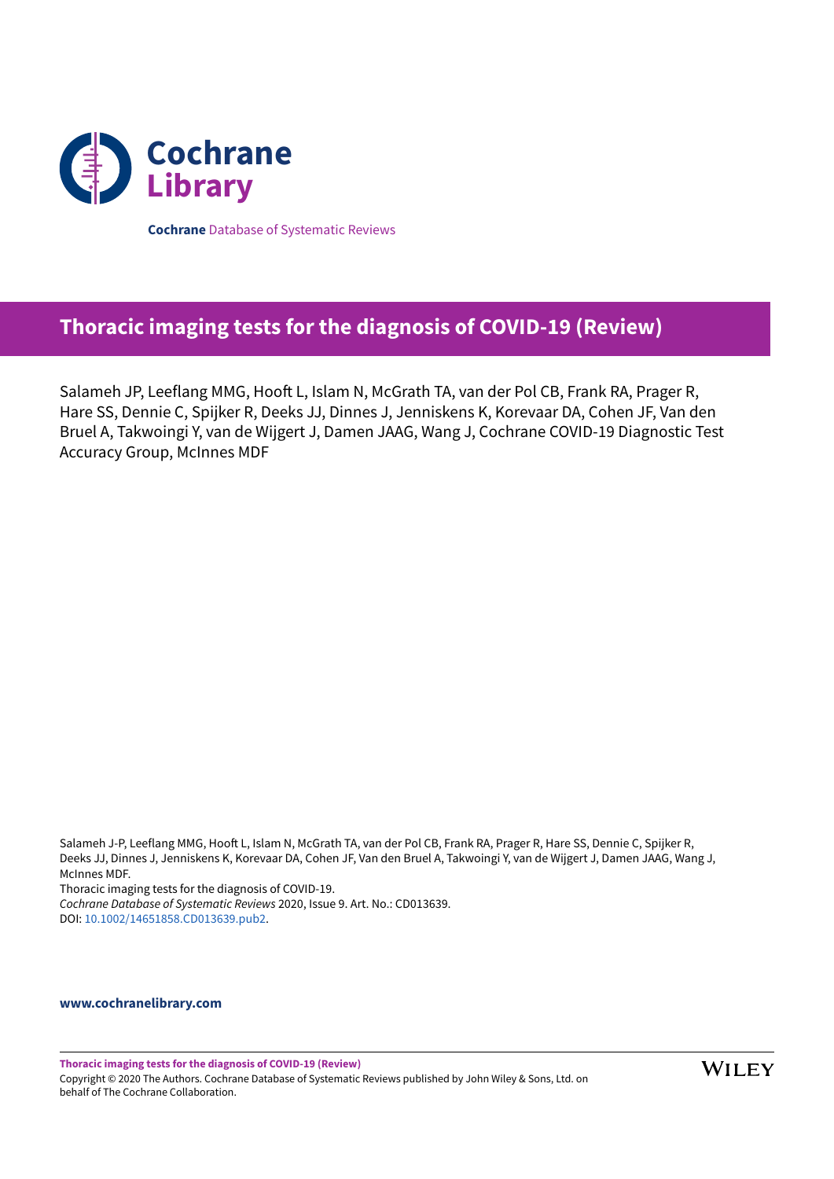**Cochrane Library**

**Cochrane** Database of Systematic Reviews

# Thoracic imaging tests for the diagnosis of COVID-19 (Review)

Salameh JP, Leeflang MMG, Hooft L, Islam N, McGrath TA, van der Pol CB, Frank RA, Prager R, Hare SS, Dennie C, Spijker R, Deeks JJ, Dinnes J, Jenniskens K, Korevaar DA, Cohen JF, Van den Bruel A, Takwoingi Y, van de Wijgert J, Damen JAAG, Wang J, Cochrane COVID-19 Diagnostic Test Accuracy Group, McInnes MDF

Salameh J-P, Leeflang MMG, Hooft L, Islam N, McGrath TA, van der Pol CB, Frank RA, Prager R, Hare SS, Dennie C, Spijker R, Deeks JJ, Dinnes J, Jenniskens K, Korevaar DA, Cohen JF, Van den Bruel A, Takwoingi Y, van de Wijgert J, Damen JAAG, Wang J, McInnes MDF.
Thoracic imaging tests for the diagnosis of COVID-19.
*Cochrane Database of Systematic Reviews* 2020, Issue 9. Art. No.: CD013639.
DOI: 10.1002/14651858.CD013639.pub2.

**www.cochranelibrary.com**

Copyright © 2020 The Authors. Cochrane Database of Systematic Reviews published by John Wiley & Sons, Ltd. on behalf of The Cochrane Collaboration.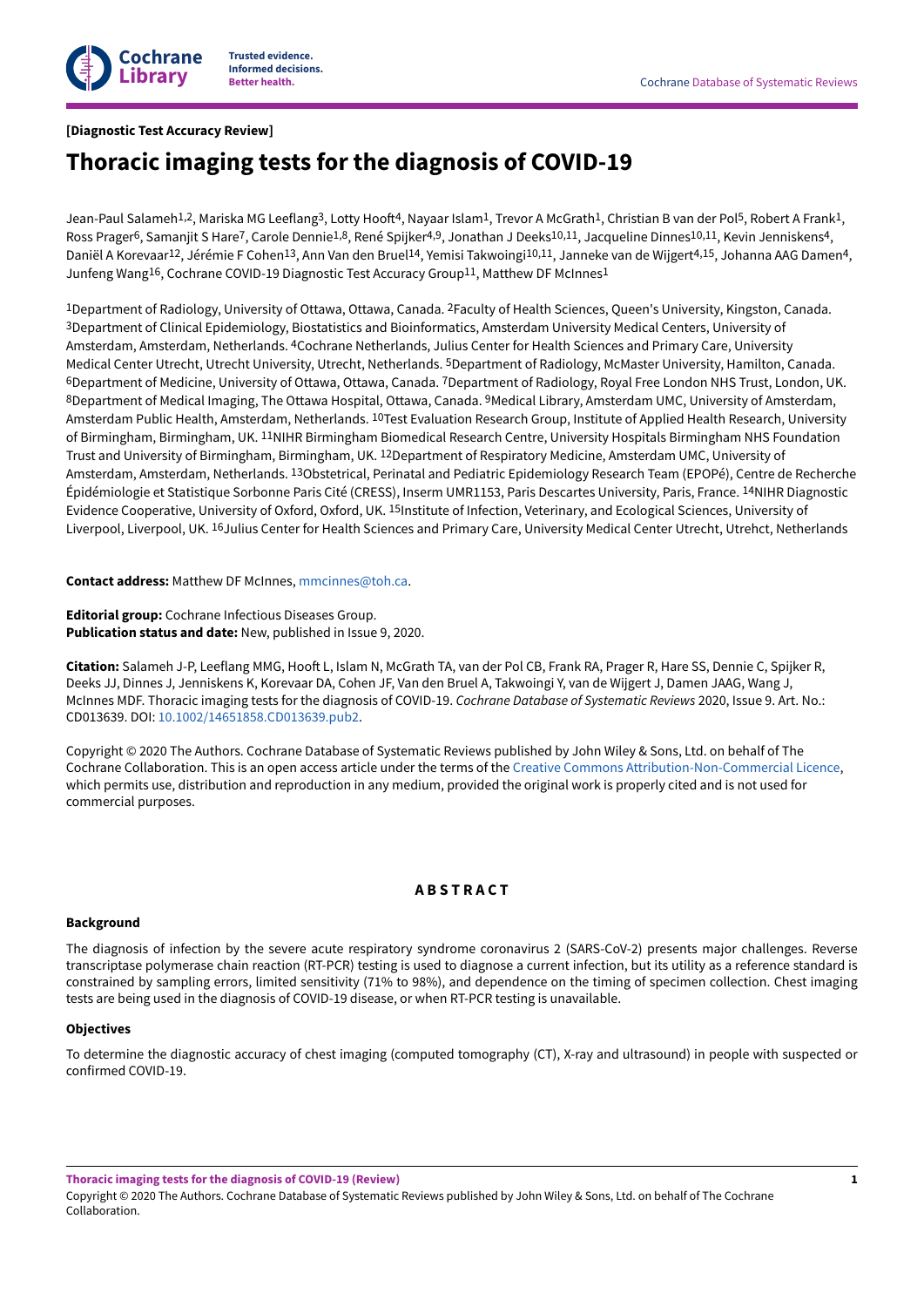[Diagnostic Test Accuracy Review]

# Thoracic imaging tests for the diagnosis of COVID-19

Jean-Paul Salameh[1,2], Mariska MG Leeflang[3], Lotty Hooft[4], Nayaar Islam[1], Trevor A McGrath[1], Christian B van der Pol[5], Robert A Frank[1], Ross Prager[6], Samanjit S Hare[7], Carole Dennie[1,8], René Spijker[4,9], Jonathan J Deeks[10,11], Jacqueline Dinnes[10,11], Kevin Jenniskens[4], Daniël A Korevaar[12], Jérémie F Cohen[13], Ann Van den Bruel[14], Yemisi Takwoingi[10,11], Janneke van de Wijgert[4,15], Johanna AAG Damen[4], Junfeng Wang[16], Cochrane COVID-19 Diagnostic Test Accuracy Group[11], Matthew DF McInnes[1]

[1]Department of Radiology, University of Ottawa, Ottawa, Canada. [2]Faculty of Health Sciences, Queen's University, Kingston, Canada. [3]Department of Clinical Epidemiology, Biostatistics and Bioinformatics, Amsterdam University Medical Centers, University of Amsterdam, Amsterdam, Netherlands. [4]Cochrane Netherlands, Julius Center for Health Sciences and Primary Care, University Medical Center Utrecht, Utrecht University, Utrecht, Netherlands. [5]Department of Radiology, McMaster University, Hamilton, Canada. [6]Department of Medicine, University of Ottawa, Ottawa, Canada. [7]Department of Radiology, Royal Free London NHS Trust, London, UK. [8]Department of Medical Imaging, The Ottawa Hospital, Ottawa, Canada. [9]Medical Library, Amsterdam UMC, University of Amsterdam, Amsterdam Public Health, Amsterdam, Netherlands. [10]Test Evaluation Research Group, Institute of Applied Health Research, University of Birmingham, Birmingham, UK. [11]NIHR Birmingham Biomedical Research Centre, University Hospitals Birmingham NHS Foundation Trust and University of Birmingham, Birmingham, UK. [12]Department of Respiratory Medicine, Amsterdam UMC, University of Amsterdam, Amsterdam, Netherlands. [13]Obstetrical, Perinatal and Pediatric Epidemiology Research Team (EPOPé), Centre de Recherche Épidémiologie et Statistique Sorbonne Paris Cité (CRESS), Inserm UMR1153, Paris Descartes University, Paris, France. [14]NIHR Diagnostic Evidence Cooperative, University of Oxford, Oxford, UK. [15]Institute of Infection, Veterinary, and Ecological Sciences, University of Liverpool, Liverpool, UK. [16]Julius Center for Health Sciences and Primary Care, University Medical Center Utrecht, Utrehct, Netherlands

**Contact address:** Matthew DF McInnes, mmcinnes@toh.ca.

**Editorial group:** Cochrane Infectious Diseases Group.
**Publication status and date:** New, published in Issue 9, 2020.

**Citation:** Salameh J-P, Leeflang MMG, Hooft L, Islam N, McGrath TA, van der Pol CB, Frank RA, Prager R, Hare SS, Dennie C, Spijker R, Deeks JJ, Dinnes J, Jenniskens K, Korevaar DA, Cohen JF, Van den Bruel A, Takwoingi Y, van de Wijgert J, Damen JAAG, Wang J, McInnes MDF. Thoracic imaging tests for the diagnosis of COVID-19. *Cochrane Database of Systematic Reviews* 2020, Issue 9. Art. No.: CD013639. DOI: 10.1002/14651858.CD013639.pub2.

Copyright © 2020 The Authors. Cochrane Database of Systematic Reviews published by John Wiley & Sons, Ltd. on behalf of The Cochrane Collaboration. This is an open access article under the terms of the Creative Commons Attribution-Non-Commercial Licence, which permits use, distribution and reproduction in any medium, provided the original work is properly cited and is not used for commercial purposes.

## ABSTRACT

### Background

The diagnosis of infection by the severe acute respiratory syndrome coronavirus 2 (SARS-CoV-2) presents major challenges. Reverse transcriptase polymerase chain reaction (RT-PCR) testing is used to diagnose a current infection, but its utility as a reference standard is constrained by sampling errors, limited sensitivity (71% to 98%), and dependence on the timing of specimen collection. Chest imaging tests are being used in the diagnosis of COVID-19 disease, or when RT-PCR testing is unavailable.

### Objectives

To determine the diagnostic accuracy of chest imaging (computed tomography (CT), X-ray and ultrasound) in people with suspected or confirmed COVID-19.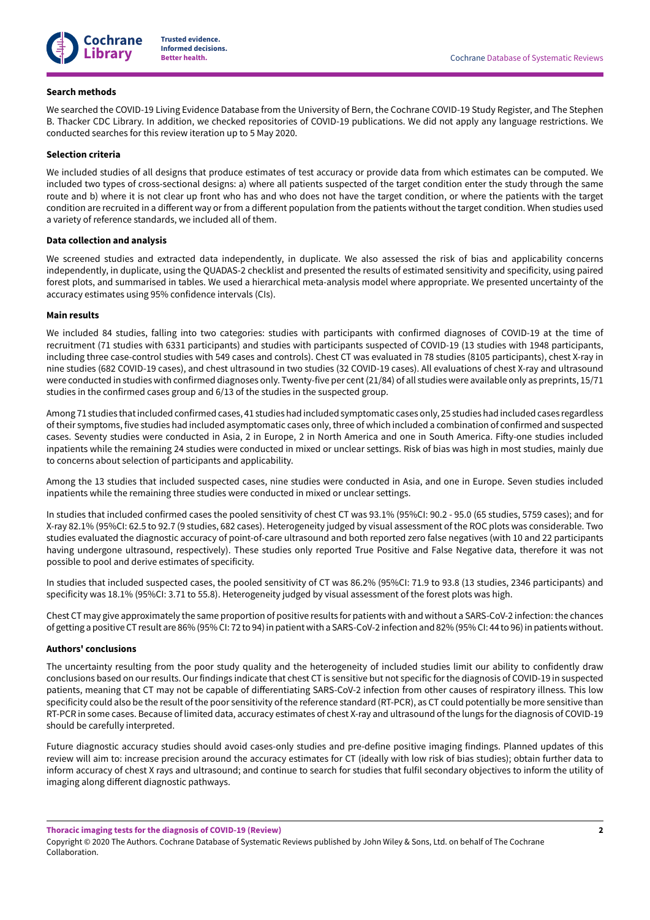### Search methods

We searched the COVID-19 Living Evidence Database from the University of Bern, the Cochrane COVID-19 Study Register, and The Stephen B. Thacker CDC Library. In addition, we checked repositories of COVID-19 publications. We did not apply any language restrictions. We conducted searches for this review iteration up to 5 May 2020.

### Selection criteria

We included studies of all designs that produce estimates of test accuracy or provide data from which estimates can be computed. We included two types of cross-sectional designs: a) where all patients suspected of the target condition enter the study through the same route and b) where it is not clear up front who has and who does not have the target condition, or where the patients with the target condition are recruited in a different way or from a different population from the patients without the target condition. When studies used a variety of reference standards, we included all of them.

### Data collection and analysis

We screened studies and extracted data independently, in duplicate. We also assessed the risk of bias and applicability concerns independently, in duplicate, using the QUADAS-2 checklist and presented the results of estimated sensitivity and specificity, using paired forest plots, and summarised in tables. We used a hierarchical meta-analysis model where appropriate. We presented uncertainty of the accuracy estimates using 95% confidence intervals (CIs).

### Main results

We included 84 studies, falling into two categories: studies with participants with confirmed diagnoses of COVID-19 at the time of recruitment (71 studies with 6331 participants) and studies with participants suspected of COVID-19 (13 studies with 1948 participants, including three case-control studies with 549 cases and controls). Chest CT was evaluated in 78 studies (8105 participants), chest X-ray in nine studies (682 COVID-19 cases), and chest ultrasound in two studies (32 COVID-19 cases). All evaluations of chest X-ray and ultrasound were conducted in studies with confirmed diagnoses only. Twenty-five per cent (21/84) of all studies were available only as preprints, 15/71 studies in the confirmed cases group and 6/13 of the studies in the suspected group.

Among 71 studies that included confirmed cases, 41 studies had included symptomatic cases only, 25 studies had included cases regardless of their symptoms, five studies had included asymptomatic cases only, three of which included a combination of confirmed and suspected cases. Seventy studies were conducted in Asia, 2 in Europe, 2 in North America and one in South America. Fifty-one studies included inpatients while the remaining 24 studies were conducted in mixed or unclear settings. Risk of bias was high in most studies, mainly due to concerns about selection of participants and applicability.

Among the 13 studies that included suspected cases, nine studies were conducted in Asia, and one in Europe. Seven studies included inpatients while the remaining three studies were conducted in mixed or unclear settings.

In studies that included confirmed cases the pooled sensitivity of chest CT was 93.1% (95%CI: 90.2 - 95.0 (65 studies, 5759 cases); and for X-ray 82.1% (95%CI: 62.5 to 92.7 (9 studies, 682 cases). Heterogeneity judged by visual assessment of the ROC plots was considerable. Two studies evaluated the diagnostic accuracy of point-of-care ultrasound and both reported zero false negatives (with 10 and 22 participants having undergone ultrasound, respectively). These studies only reported True Positive and False Negative data, therefore it was not possible to pool and derive estimates of specificity.

In studies that included suspected cases, the pooled sensitivity of CT was 86.2% (95%CI: 71.9 to 93.8 (13 studies, 2346 participants) and specificity was 18.1% (95%CI: 3.71 to 55.8). Heterogeneity judged by visual assessment of the forest plots was high.

Chest CT may give approximately the same proportion of positive results for patients with and without a SARS-CoV-2 infection: the chances of getting a positive CT result are 86% (95% CI: 72 to 94) in patient with a SARS-CoV-2 infection and 82% (95% CI: 44 to 96) in patients without.

### Authors' conclusions

The uncertainty resulting from the poor study quality and the heterogeneity of included studies limit our ability to confidently draw conclusions based on our results. Our findings indicate that chest CT is sensitive but not specific for the diagnosis of COVID-19 in suspected patients, meaning that CT may not be capable of differentiating SARS-CoV-2 infection from other causes of respiratory illness. This low specificity could also be the result of the poor sensitivity of the reference standard (RT-PCR), as CT could potentially be more sensitive than RT-PCR in some cases. Because of limited data, accuracy estimates of chest X-ray and ultrasound of the lungs for the diagnosis of COVID-19 should be carefully interpreted.

Future diagnostic accuracy studies should avoid cases-only studies and pre-define positive imaging findings. Planned updates of this review will aim to: increase precision around the accuracy estimates for CT (ideally with low risk of bias studies); obtain further data to inform accuracy of chest X rays and ultrasound; and continue to search for studies that fulfil secondary objectives to inform the utility of imaging along different diagnostic pathways.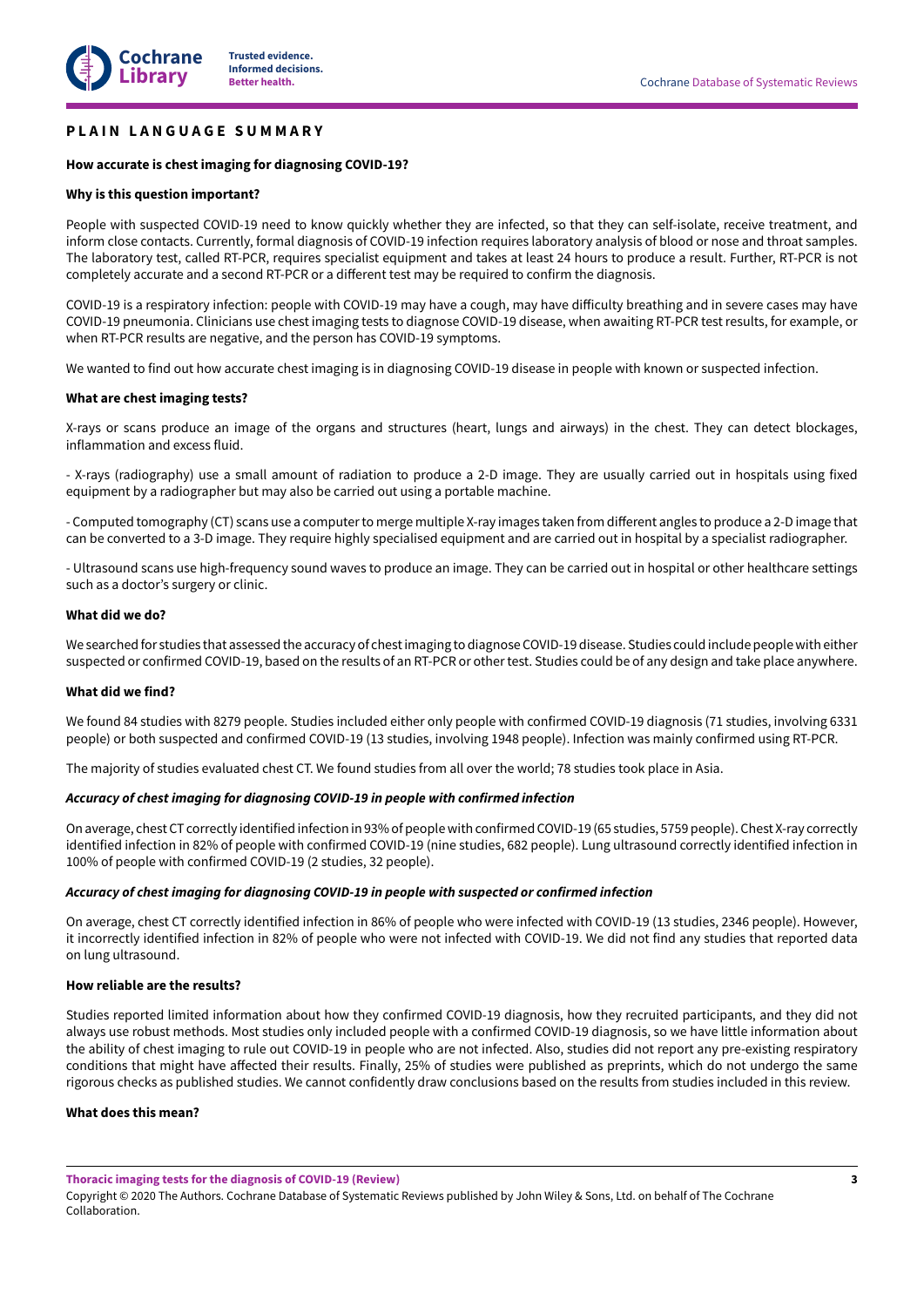# PLAIN LANGUAGE SUMMARY

**How accurate is chest imaging for diagnosing COVID-19?**

**Why is this question important?**

People with suspected COVID-19 need to know quickly whether they are infected, so that they can self-isolate, receive treatment, and inform close contacts. Currently, formal diagnosis of COVID-19 infection requires laboratory analysis of blood or nose and throat samples. The laboratory test, called RT-PCR, requires specialist equipment and takes at least 24 hours to produce a result. Further, RT-PCR is not completely accurate and a second RT-PCR or a different test may be required to confirm the diagnosis.

COVID-19 is a respiratory infection: people with COVID-19 may have a cough, may have difficulty breathing and in severe cases may have COVID-19 pneumonia. Clinicians use chest imaging tests to diagnose COVID-19 disease, when awaiting RT-PCR test results, for example, or when RT-PCR results are negative, and the person has COVID-19 symptoms.

We wanted to find out how accurate chest imaging is in diagnosing COVID-19 disease in people with known or suspected infection.

**What are chest imaging tests?**

X-rays or scans produce an image of the organs and structures (heart, lungs and airways) in the chest. They can detect blockages, inflammation and excess fluid.

- X-rays (radiography) use a small amount of radiation to produce a 2-D image. They are usually carried out in hospitals using fixed equipment by a radiographer but may also be carried out using a portable machine.

- Computed tomography (CT) scans use a computer to merge multiple X-ray images taken from different angles to produce a 2-D image that can be converted to a 3-D image. They require highly specialised equipment and are carried out in hospital by a specialist radiographer.

- Ultrasound scans use high-frequency sound waves to produce an image. They can be carried out in hospital or other healthcare settings such as a doctor's surgery or clinic.

**What did we do?**

We searched for studies that assessed the accuracy of chest imaging to diagnose COVID-19 disease. Studies could include people with either suspected or confirmed COVID-19, based on the results of an RT-PCR or other test. Studies could be of any design and take place anywhere.

**What did we find?**

We found 84 studies with 8279 people. Studies included either only people with confirmed COVID-19 diagnosis (71 studies, involving 6331 people) or both suspected and confirmed COVID-19 (13 studies, involving 1948 people). Infection was mainly confirmed using RT-PCR.

The majority of studies evaluated chest CT. We found studies from all over the world; 78 studies took place in Asia.

***Accuracy of chest imaging for diagnosing COVID-19 in people with confirmed infection***

On average, chest CT correctly identified infection in 93% of people with confirmed COVID-19 (65 studies, 5759 people). Chest X-ray correctly identified infection in 82% of people with confirmed COVID-19 (nine studies, 682 people). Lung ultrasound correctly identified infection in 100% of people with confirmed COVID-19 (2 studies, 32 people).

***Accuracy of chest imaging for diagnosing COVID-19 in people with suspected or confirmed infection***

On average, chest CT correctly identified infection in 86% of people who were infected with COVID-19 (13 studies, 2346 people). However, it incorrectly identified infection in 82% of people who were not infected with COVID-19. We did not find any studies that reported data on lung ultrasound.

**How reliable are the results?**

Studies reported limited information about how they confirmed COVID-19 diagnosis, how they recruited participants, and they did not always use robust methods. Most studies only included people with a confirmed COVID-19 diagnosis, so we have little information about the ability of chest imaging to rule out COVID-19 in people who are not infected. Also, studies did not report any pre-existing respiratory conditions that might have affected their results. Finally, 25% of studies were published as preprints, which do not undergo the same rigorous checks as published studies. We cannot confidently draw conclusions based on the results from studies included in this review.

**What does this mean?**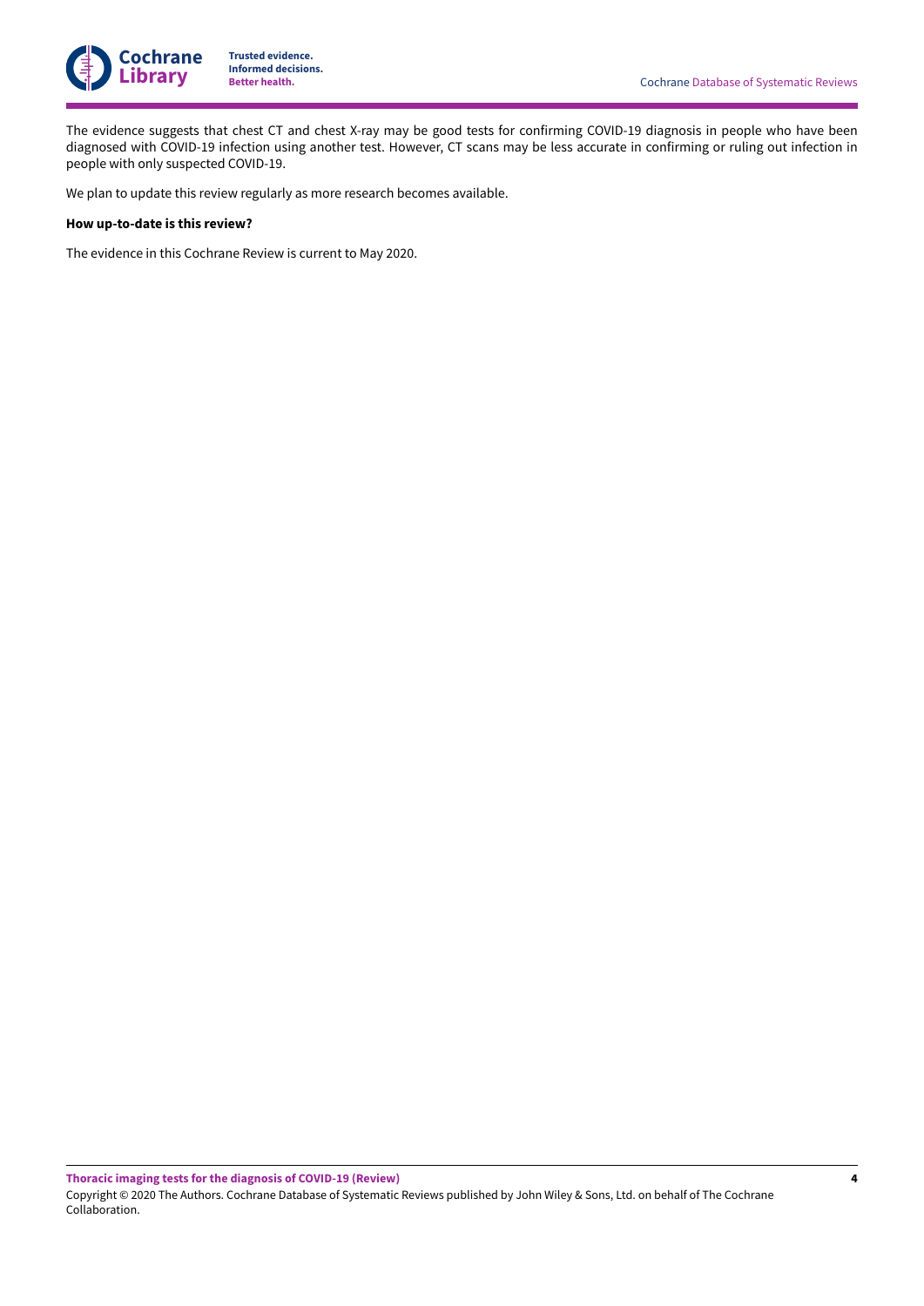The evidence suggests that chest CT and chest X-ray may be good tests for confirming COVID-19 diagnosis in people who have been diagnosed with COVID-19 infection using another test. However, CT scans may be less accurate in confirming or ruling out infection in people with only suspected COVID-19.

We plan to update this review regularly as more research becomes available.

**How up-to-date is this review?**

The evidence in this Cochrane Review is current to May 2020.